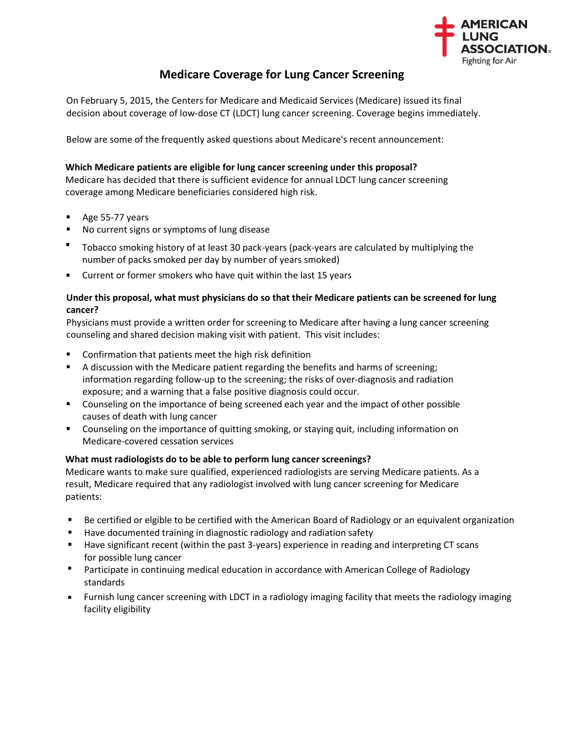# Medicare Coverage for Lung Cancer Screening

On February 5, 2015, the Centers for Medicare and Medicaid Services (Medicare) issued its final decision about coverage of low-dose CT (LDCT) lung cancer screening. Coverage begins immediately.

Below are some of the frequently asked questions about Medicare's recent announcement:

**Which Medicare patients are eligible for lung cancer screening under this proposal?**
Medicare has decided that there is sufficient evidence for annual LDCT lung cancer screening coverage among Medicare beneficiaries considered high risk.

- Age 55-77 years
- No current signs or symptoms of lung disease
- Tobacco smoking history of at least 30 pack-years (pack-years are calculated by multiplying the number of packs smoked per day by number of years smoked)
- Current or former smokers who have quit within the last 15 years

**Under this proposal, what must physicians do so that their Medicare patients can be screened for lung cancer?**
Physicians must provide a written order for screening to Medicare after having a lung cancer screening counseling and shared decision making visit with patient. This visit includes:

- Confirmation that patients meet the high risk definition
- A discussion with the Medicare patient regarding the benefits and harms of screening; information regarding follow-up to the screening; the risks of over-diagnosis and radiation exposure; and a warning that a false positive diagnosis could occur.
- Counseling on the importance of being screened each year and the impact of other possible causes of death with lung cancer
- Counseling on the importance of quitting smoking, or staying quit, including information on Medicare-covered cessation services

**What must radiologists do to be able to perform lung cancer screenings?**
Medicare wants to make sure qualified, experienced radiologists are serving Medicare patients. As a result, Medicare required that any radiologist involved with lung cancer screening for Medicare patients:

- Be certified or elgible to be certified with the American Board of Radiology or an equivalent organization
- Have documented training in diagnostic radiology and radiation safety
- Have significant recent (within the past 3-years) experience in reading and interpreting CT scans for possible lung cancer
- Participate in continuing medical education in accordance with American College of Radiology standards
- Furnish lung cancer screening with LDCT in a radiology imaging facility that meets the radiology imaging facility eligibility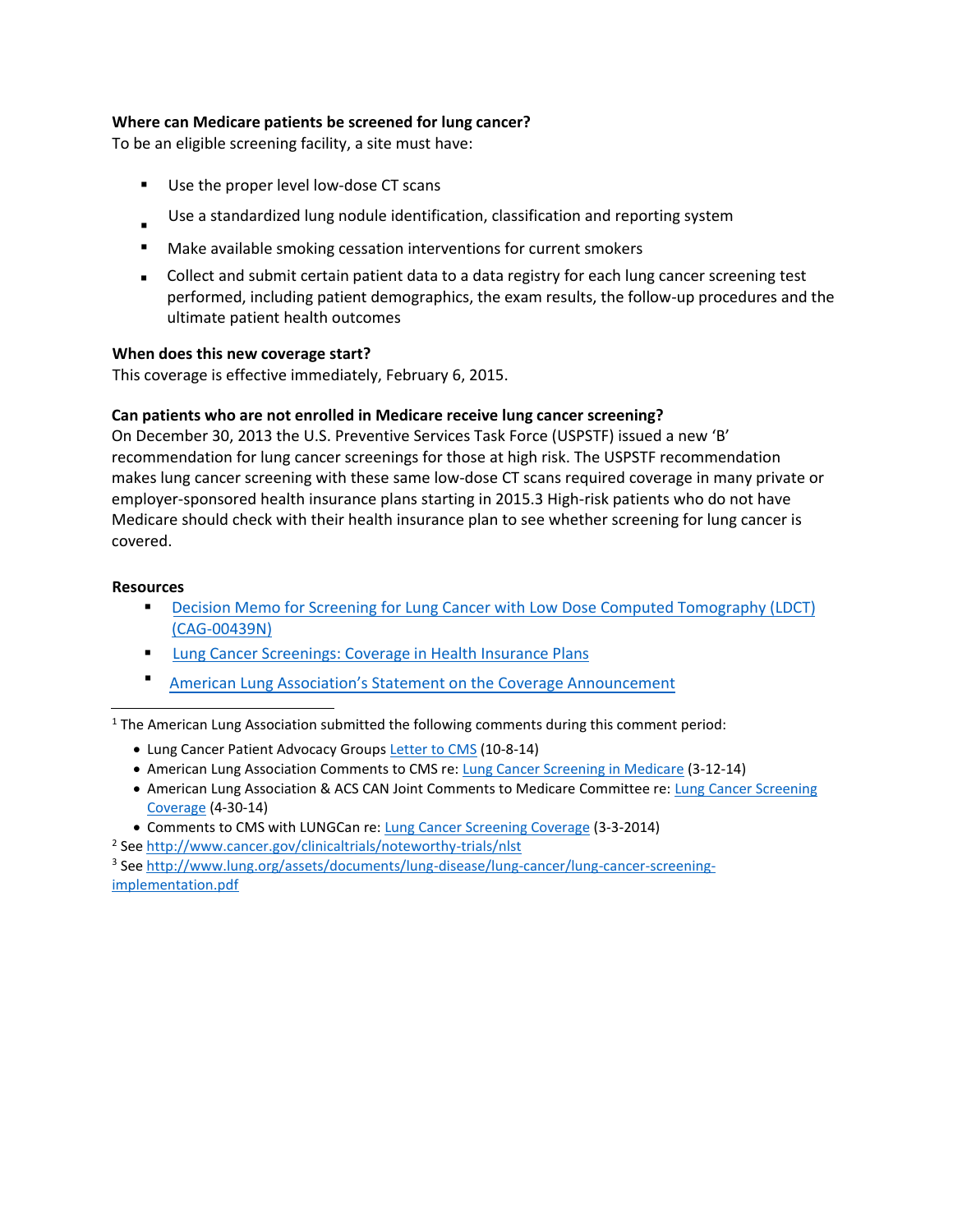**Where can Medicare patients be screened for lung cancer?**
To be an eligible screening facility, a site must have:

- Use the proper level low-dose CT scans
- Use a standardized lung nodule identification, classification and reporting system
- Make available smoking cessation interventions for current smokers
- Collect and submit certain patient data to a data registry for each lung cancer screening test performed, including patient demographics, the exam results, the follow-up procedures and the ultimate patient health outcomes

**When does this new coverage start?**
This coverage is effective immediately, February 6, 2015.

**Can patients who are not enrolled in Medicare receive lung cancer screening?**
On December 30, 2013 the U.S. Preventive Services Task Force (USPSTF) issued a new 'B' recommendation for lung cancer screenings for those at high risk. The USPSTF recommendation makes lung cancer screening with these same low-dose CT scans required coverage in many private or employer-sponsored health insurance plans starting in 2015.[3] High-risk patients who do not have Medicare should check with their health insurance plan to see whether screening for lung cancer is covered.

**Resources**

- [Decision Memo for Screening for Lung Cancer with Low Dose Computed Tomography (LDCT) (CAG-00439N)]
- [Lung Cancer Screenings: Coverage in Health Insurance Plans]
- [American Lung Association's Statement on the Coverage Announcement]

---

[1] The American Lung Association submitted the following comments during this comment period:

- Lung Cancer Patient Advocacy Groups Letter to CMS (10-8-14)
- American Lung Association Comments to CMS re: Lung Cancer Screening in Medicare (3-12-14)
- American Lung Association & ACS CAN Joint Comments to Medicare Committee re: Lung Cancer Screening Coverage (4-30-14)
- Comments to CMS with LUNGCan re: Lung Cancer Screening Coverage (3-3-2014)

[2] See http://www.cancer.gov/clinicaltrials/noteworthy-trials/nlst

[3] See http://www.lung.org/assets/documents/lung-disease/lung-cancer/lung-cancer-screening-implementation.pdf